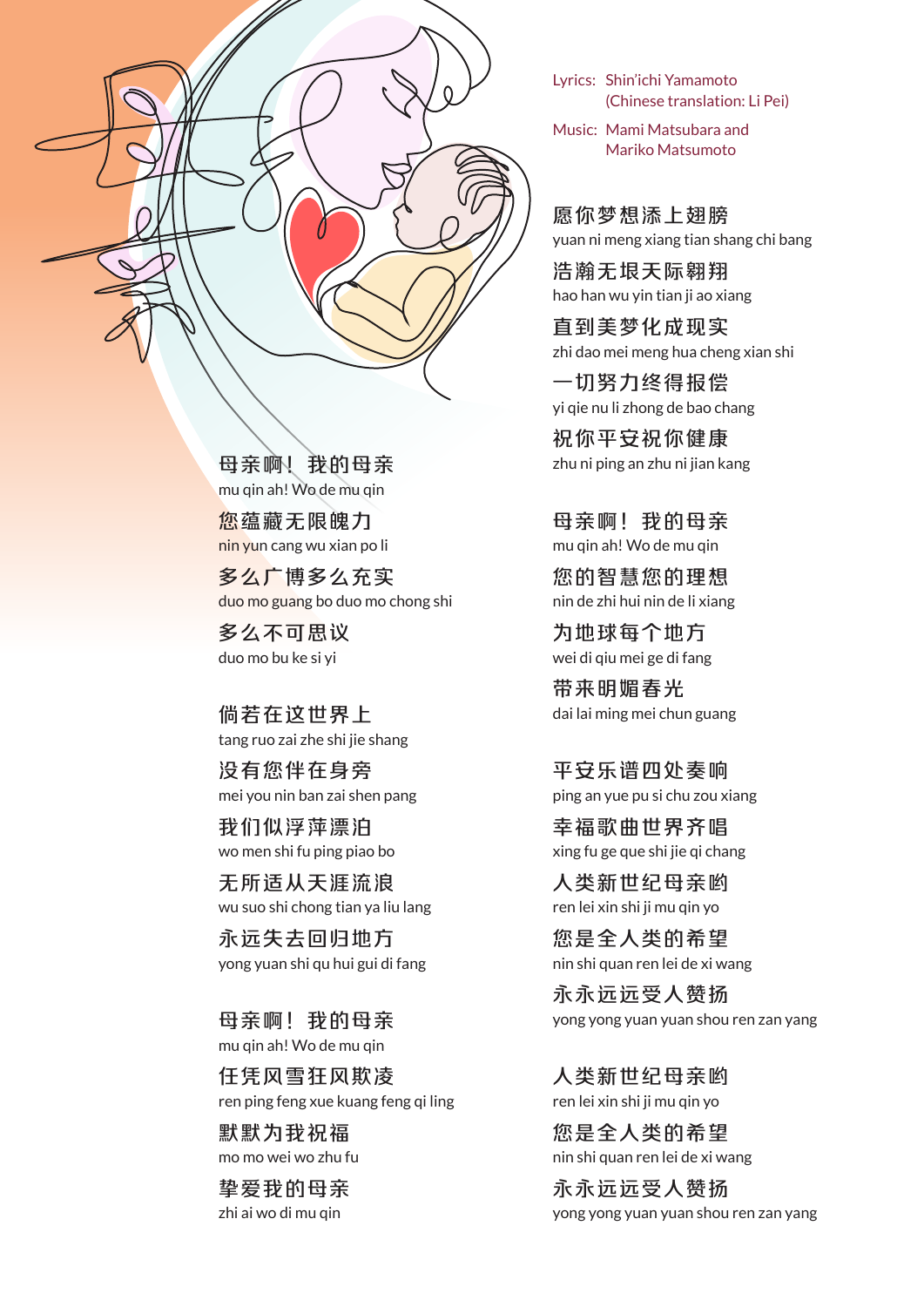Lyrics: Shin'ichi Yamamoto
(Chinese translation: Li Pei)

Music: Mami Matsubara and
Mariko Matsumoto

母亲啊！我的母亲
mu qin ah! Wo de mu qin

您蕴藏无限魄力
nin yun cang wu xian po li

多么广博多么充实
duo mo guang bo duo mo chong shi

多么不可思议
duo mo bu ke si yi

倘若在这世界上
tang ruo zai zhe shi jie shang

没有您伴在身旁
mei you nin ban zai shen pang

我们似浮萍漂泊
wo men shi fu ping piao bo

无所适从天涯流浪
wu suo shi chong tian ya liu lang

永远失去回归地方
yong yuan shi qu hui gui di fang

母亲啊！我的母亲
mu qin ah! Wo de mu qin

任凭风雪狂风欺凌
ren ping feng xue kuang feng qi ling

默默为我祝福
mo mo wei wo zhu fu

挚爱我的母亲
zhi ai wo di mu qin

愿你梦想添上翅膀
yuan ni meng xiang tian shang chi bang

浩瀚无垠天际翱翔
hao han wu yin tian ji ao xiang

直到美梦化成现实
zhi dao mei meng hua cheng xian shi

一切努力终得报偿
yi qie nu li zhong de bao chang

祝你平安祝你健康
zhu ni ping an zhu ni jian kang

母亲啊！我的母亲
mu qin ah! Wo de mu qin

您的智慧您的理想
nin de zhi hui nin de li xiang

为地球每个地方
wei di qiu mei ge di fang

带来明媚春光
dai lai ming mei chun guang

平安乐谱四处奏响
ping an yue pu si chu zou xiang

幸福歌曲世界齐唱
xing fu ge que shi jie qi chang

人类新世纪母亲哟
ren lei xin shi ji mu qin yo

您是全人类的希望
nin shi quan ren lei de xi wang

永永远远受人赞扬
yong yong yuan yuan shou ren zan yang

人类新世纪母亲哟
ren lei xin shi ji mu qin yo

您是全人类的希望
nin shi quan ren lei de xi wang

永永远远受人赞扬
yong yong yuan yuan shou ren zan yang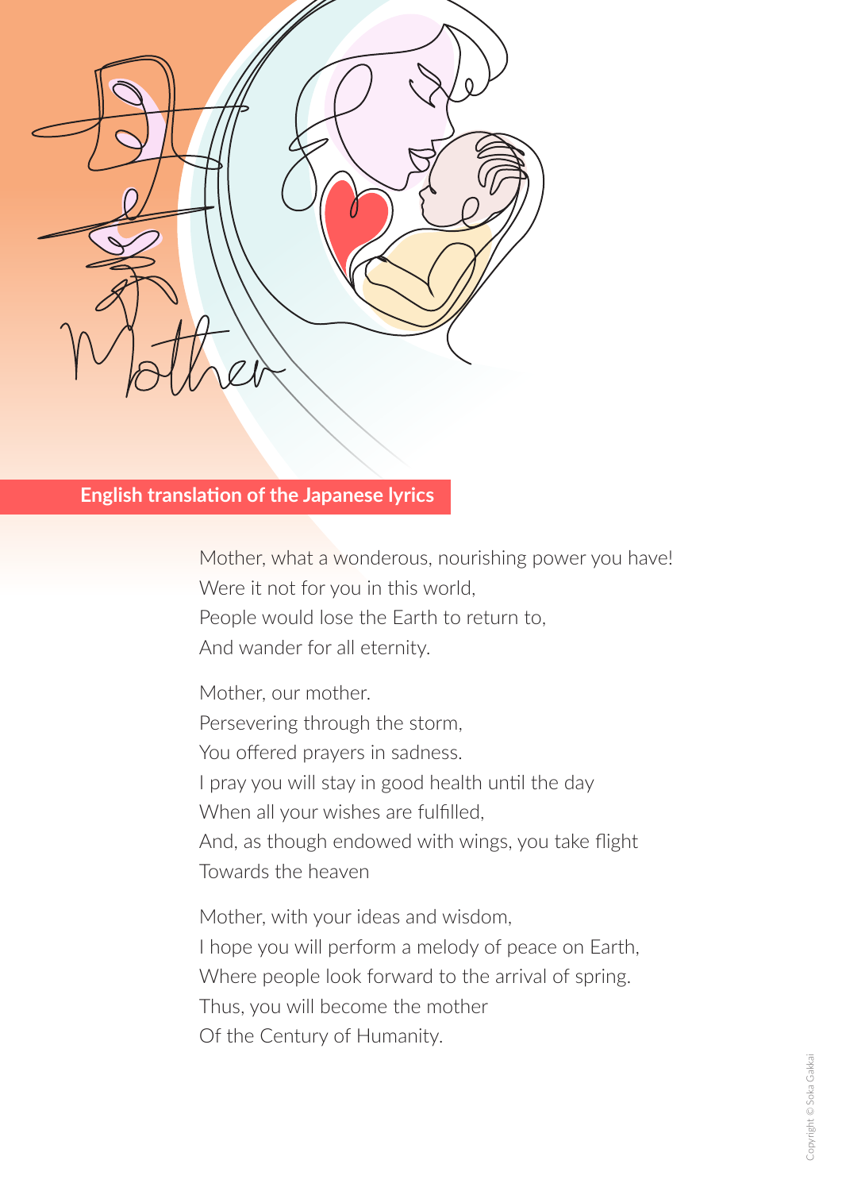# Mother

## English translation of the Japanese lyrics

Mother, what a wonderous, nourishing power you have!
Were it not for you in this world,
People would lose the Earth to return to,
And wander for all eternity.

Mother, our mother.
Persevering through the storm,
You offered prayers in sadness.
I pray you will stay in good health until the day
When all your wishes are fulfilled,
And, as though endowed with wings, you take flight
Towards the heaven

Mother, with your ideas and wisdom,
I hope you will perform a melody of peace on Earth,
Where people look forward to the arrival of spring.
Thus, you will become the mother
Of the Century of Humanity.

Copyright © Soka Gakkai